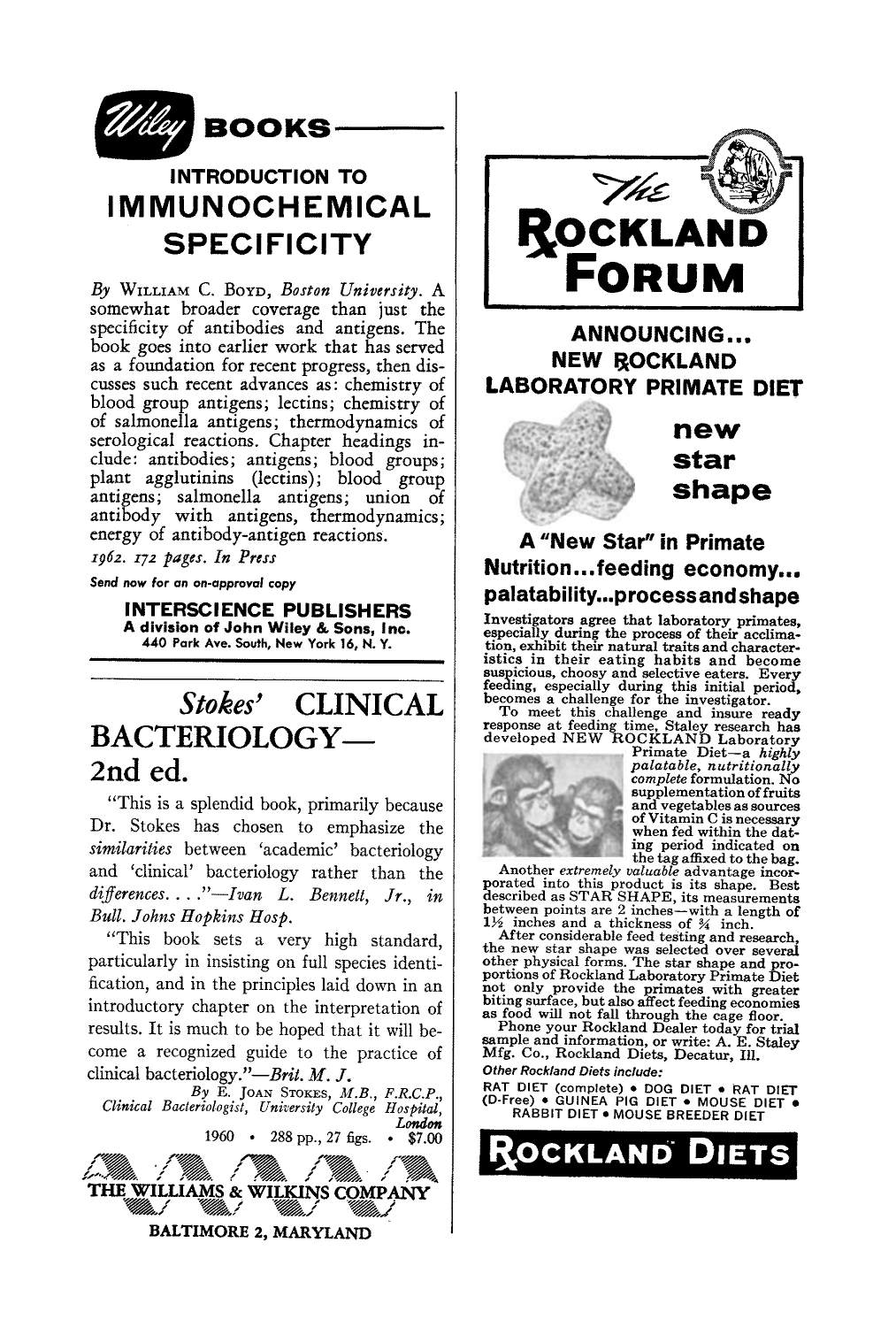# Wiley BOOKS

## INTRODUCTION TO IMMUNOCHEMICAL SPECIFICITY

*By* William C. Boyd, *Boston University.* A somewhat broader coverage than just the specificity of antibodies and antigens. The book goes into earlier work that has served as a foundation for recent progress, then discusses such recent advances as: chemistry of blood group antigens; lectins; chemistry of of salmonella antigens; thermodynamics of serological reactions. Chapter headings include: antibodies; antigens; blood groups; plant agglutinins (lectins); blood group antigens; salmonella antigens; union of antibody with antigens, thermodynamics; energy of antibody-antigen reactions.

*1962. 172 pages. In Press*

**Send now for an on-approval copy**

**INTERSCIENCE PUBLISHERS**
**A division of John Wiley & Sons, Inc.**
440 Park Ave. South, New York 16, N. Y.

---

## *Stokes'* CLINICAL BACTERIOLOGY— 2nd ed.

"This is a splendid book, primarily because Dr. Stokes has chosen to emphasize the *similarities* between 'academic' bacteriology and 'clinical' bacteriology rather than the *differences*. . . ."—*Ivan L. Bennett, Jr., in Bull. Johns Hopkins Hosp.*

"This book sets a very high standard, particularly in insisting on full species identification, and in the principles laid down in an introductory chapter on the interpretation of results. It is much to be hoped that it will become a recognized guide to the practice of clinical bacteriology."—*Brit. M. J.*

By E. Joan Stokes, *M.B., F.R.C.P., Clinical Bacteriologist, University College Hospital, London*

1960 • 288 pp., 27 figs. • $7.00

**THE WILLIAMS & WILKINS COMPANY**
BALTIMORE 2, MARYLAND

---

# The Rockland Forum

## ANNOUNCING... NEW ROCKLAND LABORATORY PRIMATE DIET

**new star shape**

### A "New Star" in Primate Nutrition...feeding economy... palatability...process and shape

Investigators agree that laboratory primates, especially during the process of their acclimation, exhibit their natural traits and characteristics in their eating habits and become suspicious, choosy and selective eaters. Every feeding, especially during this initial period, becomes a challenge for the investigator.

To meet this challenge and insure ready response at feeding time, Staley research has developed NEW ROCKLAND Laboratory Primate Diet—a *highly palatable, nutritionally complete* formulation. No supplementation of fruits and vegetables as sources of Vitamin C is necessary when fed within the dating period indicated on the tag affixed to the bag.

Another *extremely valuable* advantage incorporated into this product is its shape. Best described as STAR SHAPE, its measurements between points are 2 inches—with a length of 1½ inches and a thickness of ¾ inch.

After considerable feed testing and research, the new star shape was selected over several other physical forms. The star shape and proportions of Rockland Laboratory Primate Diet not only provide the primates with greater biting surface, but also affect feeding economies as food will not fall through the cage floor.

Phone your Rockland Dealer today for trial sample and information, or write: A. E. Staley Mfg. Co., Rockland Diets, Decatur, Ill.

*Other Rockland Diets include:*

RAT DIET (complete) • DOG DIET • RAT DIET (D-Free) • GUINEA PIG DIET • MOUSE DIET • RABBIT DIET • MOUSE BREEDER DIET

**ROCKLAND DIETS**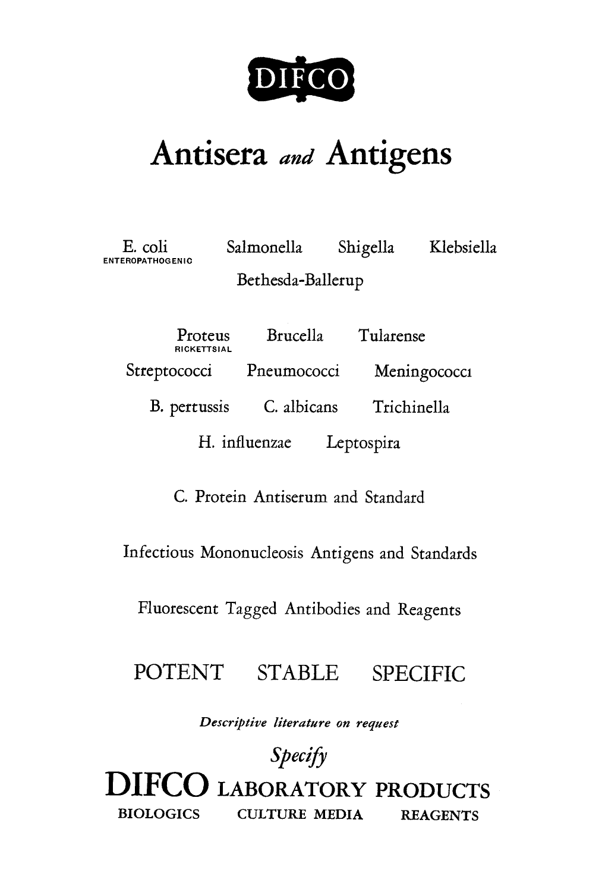DIFCO

# Antisera *and* Antigens

E. coli ENTEROPATHOGENIC     Salmonella     Shigella     Klebsiella

Bethesda-Ballerup

Proteus RICKETTSIAL     Brucella     Tularense

Streptococci     Pneumococci     Meningococci

B. pertussis     C. albicans     Trichinella

H. influenzae     Leptospira

C. Protein Antiserum and Standard

Infectious Mononucleosis Antigens and Standards

Fluorescent Tagged Antibodies and Reagents

POTENT     STABLE     SPECIFIC

*Descriptive literature on request*

*Specify*

**DIFCO LABORATORY PRODUCTS**

BIOLOGICS     CULTURE MEDIA     REAGENTS